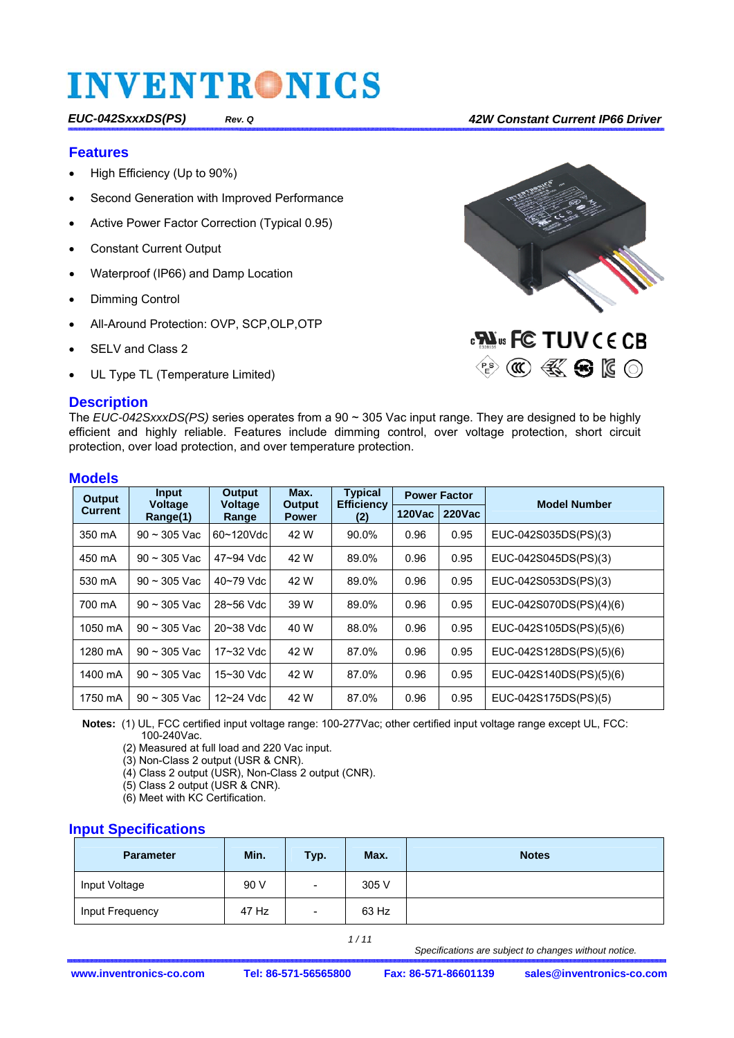# INVENTRONICS

*EUC-042SxxxDS(PS)* *Rev. Q* *42W Constant Current IP66 Driver*

## Features

- High Efficiency (Up to 90%)
- Second Generation with Improved Performance
- Active Power Factor Correction (Typical 0.95)
- Constant Current Output
- Waterproof (IP66) and Damp Location
- Dimming Control
- All-Around Protection: OVP, SCP,OLP,OTP
- SELV and Class 2
- UL Type TL (Temperature Limited)

## Description

The *EUC-042SxxxDS(PS)* series operates from a 90 ~ 305 Vac input range. They are designed to be highly efficient and highly reliable. Features include dimming control, over voltage protection, short circuit protection, over load protection, and over temperature protection.

## Models

| Output Current | Input Voltage Range(1) | Output Voltage Range | Max. Output Power | Typical Efficiency (2) | Power Factor | | Model Number |
|---|---|---|---|---|---|---|---|
| | | | | | 120Vac | 220Vac | |
| 350 mA | 90 ~ 305 Vac | 60~120Vdc | 42 W | 90.0% | 0.96 | 0.95 | EUC-042S035DS(PS)(3) |
| 450 mA | 90 ~ 305 Vac | 47~94 Vdc | 42 W | 89.0% | 0.96 | 0.95 | EUC-042S045DS(PS)(3) |
| 530 mA | 90 ~ 305 Vac | 40~79 Vdc | 42 W | 89.0% | 0.96 | 0.95 | EUC-042S053DS(PS)(3) |
| 700 mA | 90 ~ 305 Vac | 28~56 Vdc | 39 W | 89.0% | 0.96 | 0.95 | EUC-042S070DS(PS)(4)(6) |
| 1050 mA | 90 ~ 305 Vac | 20~38 Vdc | 40 W | 88.0% | 0.96 | 0.95 | EUC-042S105DS(PS)(5)(6) |
| 1280 mA | 90 ~ 305 Vac | 17~32 Vdc | 42 W | 87.0% | 0.96 | 0.95 | EUC-042S128DS(PS)(5)(6) |
| 1400 mA | 90 ~ 305 Vac | 15~30 Vdc | 42 W | 87.0% | 0.96 | 0.95 | EUC-042S140DS(PS)(5)(6) |
| 1750 mA | 90 ~ 305 Vac | 12~24 Vdc | 42 W | 87.0% | 0.96 | 0.95 | EUC-042S175DS(PS)(5) |

**Notes:** (1) UL, FCC certified input voltage range: 100-277Vac; other certified input voltage range except UL, FCC: 100-240Vac.
(2) Measured at full load and 220 Vac input.
(3) Non-Class 2 output (USR & CNR).
(4) Class 2 output (USR), Non-Class 2 output (CNR).
(5) Class 2 output (USR & CNR).
(6) Meet with KC Certification.

## Input Specifications

| Parameter | Min. | Typ. | Max. | Notes |
|---|---|---|---|---|
| Input Voltage | 90 V | - | 305 V | |
| Input Frequency | 47 Hz | - | 63 Hz | |

*Specifications are subject to changes without notice.*

www.inventronics-co.com Tel: 86-571-56565800 Fax: 86-571-86601139 sales@inventronics-co.com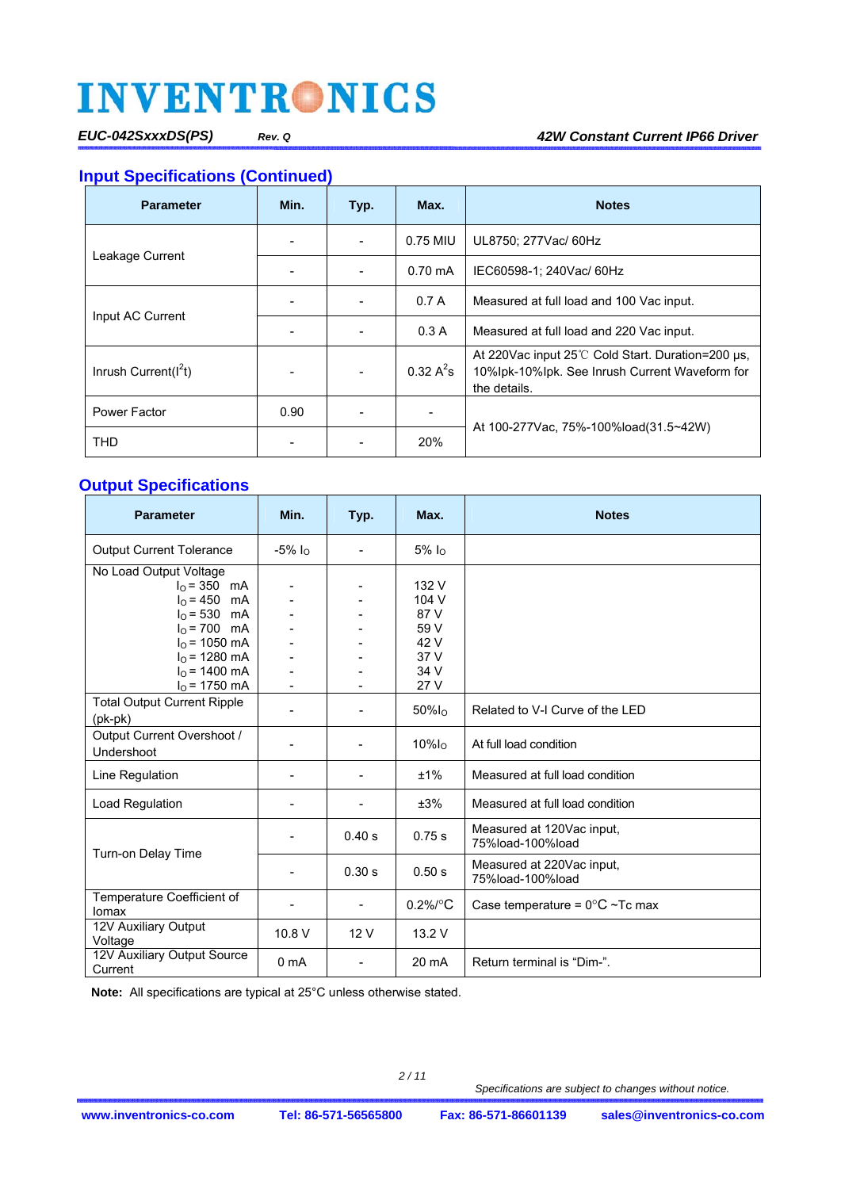## Input Specifications (Continued)

| Parameter | Min. | Typ. | Max. | Notes |
|---|---|---|---|---|
| Leakage Current | - | - | 0.75 MIU | UL8750; 277Vac/ 60Hz |
| | - | - | 0.70 mA | IEC60598-1; 240Vac/ 60Hz |
| Input AC Current | - | - | 0.7 A | Measured at full load and 100 Vac input. |
| | - | - | 0.3 A | Measured at full load and 220 Vac input. |
| Inrush Current($I^2t$) | - | - | 0.32 $A^2s$ | At 220Vac input 25℃ Cold Start. Duration=200 μs, 10%Ipk-10%Ipk. See Inrush Current Waveform for the details. |
| Power Factor | 0.90 | - | - | At 100-277Vac, 75%-100%load(31.5~42W) |
| THD | - | - | 20% | |

## Output Specifications

| Parameter | Min. | Typ. | Max. | Notes |
|---|---|---|---|---|
| Output Current Tolerance | -5% $I_O$ | - | 5% $I_O$ | |
| No Load Output Voltage | | | | |
| $I_O$ = 350 mA | - | - | 132 V | |
| $I_O$ = 450 mA | - | - | 104 V | |
| $I_O$ = 530 mA | - | - | 87 V | |
| $I_O$ = 700 mA | - | - | 59 V | |
| $I_O$ = 1050 mA | - | - | 42 V | |
| $I_O$ = 1280 mA | - | - | 37 V | |
| $I_O$ = 1400 mA | - | - | 34 V | |
| $I_O$ = 1750 mA | - | - | 27 V | |
| Total Output Current Ripple (pk-pk) | - | - | 50%$I_O$ | Related to V-I Curve of the LED |
| Output Current Overshoot / Undershoot | - | - | 10%$I_O$ | At full load condition |
| Line Regulation | - | - | ±1% | Measured at full load condition |
| Load Regulation | - | - | ±3% | Measured at full load condition |
| Turn-on Delay Time | - | 0.40 s | 0.75 s | Measured at 120Vac input, 75%load-100%load |
| | - | 0.30 s | 0.50 s | Measured at 220Vac input, 75%load-100%load |
| Temperature Coefficient of Iomax | - | - | 0.2%/°C | Case temperature = 0°C ~Tc max |
| 12V Auxiliary Output Voltage | 10.8 V | 12 V | 13.2 V | |
| 12V Auxiliary Output Source Current | 0 mA | - | 20 mA | Return terminal is "Dim-". |

**Note:** All specifications are typical at 25°C unless otherwise stated.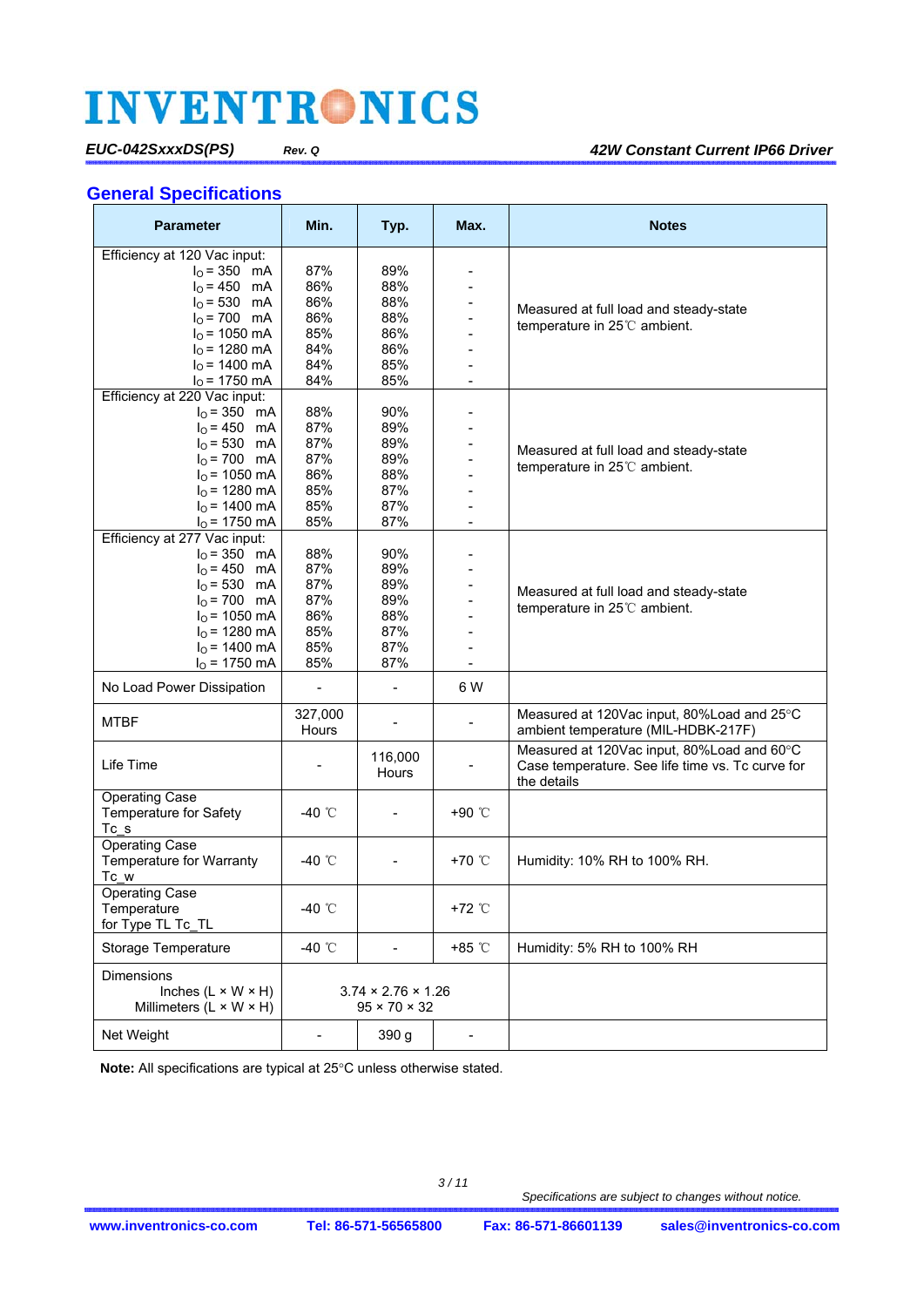## General Specifications

| Parameter | Min. | Typ. | Max. | Notes |
|---|---|---|---|---|
| Efficiency at 120 Vac input: | | | | |
| $I_O$ = 350 mA | 87% | 89% | - | Measured at full load and steady-state temperature in 25℃ ambient. |
| $I_O$ = 450 mA | 86% | 88% | - | |
| $I_O$ = 530 mA | 86% | 88% | - | |
| $I_O$ = 700 mA | 86% | 88% | - | |
| $I_O$ = 1050 mA | 85% | 86% | - | |
| $I_O$ = 1280 mA | 84% | 86% | - | |
| $I_O$ = 1400 mA | 84% | 85% | - | |
| $I_O$ = 1750 mA | 84% | 85% | - | |
| Efficiency at 220 Vac input: | | | | |
| $I_O$ = 350 mA | 88% | 90% | - | Measured at full load and steady-state temperature in 25℃ ambient. |
| $I_O$ = 450 mA | 87% | 89% | - | |
| $I_O$ = 530 mA | 87% | 89% | - | |
| $I_O$ = 700 mA | 87% | 89% | - | |
| $I_O$ = 1050 mA | 86% | 88% | - | |
| $I_O$ = 1280 mA | 85% | 87% | - | |
| $I_O$ = 1400 mA | 85% | 87% | - | |
| $I_O$ = 1750 mA | 85% | 87% | - | |
| Efficiency at 277 Vac input: | | | | |
| $I_O$ = 350 mA | 88% | 90% | - | Measured at full load and steady-state temperature in 25℃ ambient. |
| $I_O$ = 450 mA | 87% | 89% | - | |
| $I_O$ = 530 mA | 87% | 89% | - | |
| $I_O$ = 700 mA | 87% | 89% | - | |
| $I_O$ = 1050 mA | 86% | 88% | - | |
| $I_O$ = 1280 mA | 85% | 87% | - | |
| $I_O$ = 1400 mA | 85% | 87% | - | |
| $I_O$ = 1750 mA | 85% | 87% | - | |
| No Load Power Dissipation | - | - | 6 W | |
| MTBF | 327,000 Hours | - | - | Measured at 120Vac input, 80%Load and 25°C ambient temperature (MIL-HDBK-217F) |
| Life Time | - | 116,000 Hours | - | Measured at 120Vac input, 80%Load and 60°C Case temperature. See life time vs. Tc curve for the details |
| Operating Case Temperature for Safety Tc_s | -40 ℃ | - | +90 ℃ | |
| Operating Case Temperature for Warranty Tc_w | -40 ℃ | - | +70 ℃ | Humidity: 10% RH to 100% RH. |
| Operating Case Temperature for Type TL Tc_TL | -40 ℃ | | +72 ℃ | |
| Storage Temperature | -40 ℃ | - | +85 ℃ | Humidity: 5% RH to 100% RH |
| Dimensions Inches (L × W × H) | | 3.74 × 2.76 × 1.26 | | |
| Dimensions Millimeters (L × W × H) | | 95 × 70 × 32 | | |
| Net Weight | - | 390 g | - | |

**Note:** All specifications are typical at 25°C unless otherwise stated.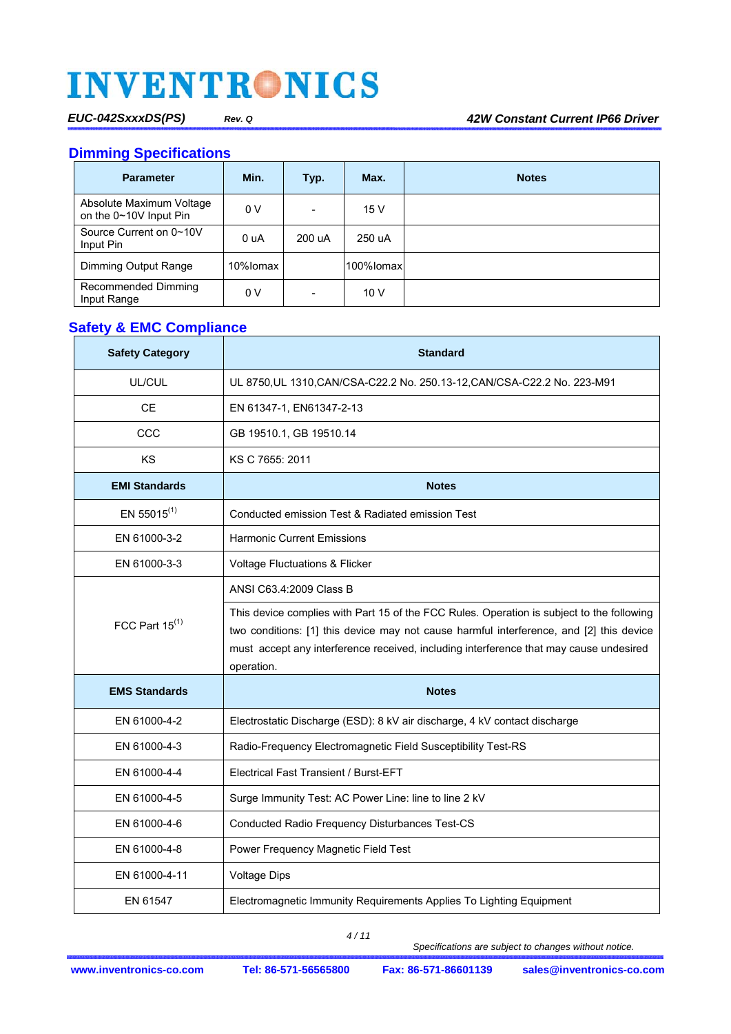## Dimming Specifications

| Parameter | Min. | Typ. | Max. | Notes |
|---|---|---|---|---|
| Absolute Maximum Voltage on the 0~10V Input Pin | 0 V | - | 15 V | |
| Source Current on 0~10V Input Pin | 0 uA | 200 uA | 250 uA | |
| Dimming Output Range | 10%Iomax | | 100%Iomax | |
| Recommended Dimming Input Range | 0 V | - | 10 V | |

## Safety & EMC Compliance

| Safety Category | Standard |
|---|---|
| UL/CUL | UL 8750,UL 1310,CAN/CSA-C22.2 No. 250.13-12,CAN/CSA-C22.2 No. 223-M91 |
| CE | EN 61347-1, EN61347-2-13 |
| CCC | GB 19510.1, GB 19510.14 |
| KS | KS C 7655: 2011 |
| **EMI Standards** | **Notes** |
| EN 55015(1) | Conducted emission Test & Radiated emission Test |
| EN 61000-3-2 | Harmonic Current Emissions |
| EN 61000-3-3 | Voltage Fluctuations & Flicker |
| FCC Part 15(1) | ANSI C63.4:2009 Class B |
| | This device complies with Part 15 of the FCC Rules. Operation is subject to the following two conditions: [1] this device may not cause harmful interference, and [2] this device must accept any interference received, including interference that may cause undesired operation. |
| **EMS Standards** | **Notes** |
| EN 61000-4-2 | Electrostatic Discharge (ESD): 8 kV air discharge, 4 kV contact discharge |
| EN 61000-4-3 | Radio-Frequency Electromagnetic Field Susceptibility Test-RS |
| EN 61000-4-4 | Electrical Fast Transient / Burst-EFT |
| EN 61000-4-5 | Surge Immunity Test: AC Power Line: line to line 2 kV |
| EN 61000-4-6 | Conducted Radio Frequency Disturbances Test-CS |
| EN 61000-4-8 | Power Frequency Magnetic Field Test |
| EN 61000-4-11 | Voltage Dips |
| EN 61547 | Electromagnetic Immunity Requirements Applies To Lighting Equipment |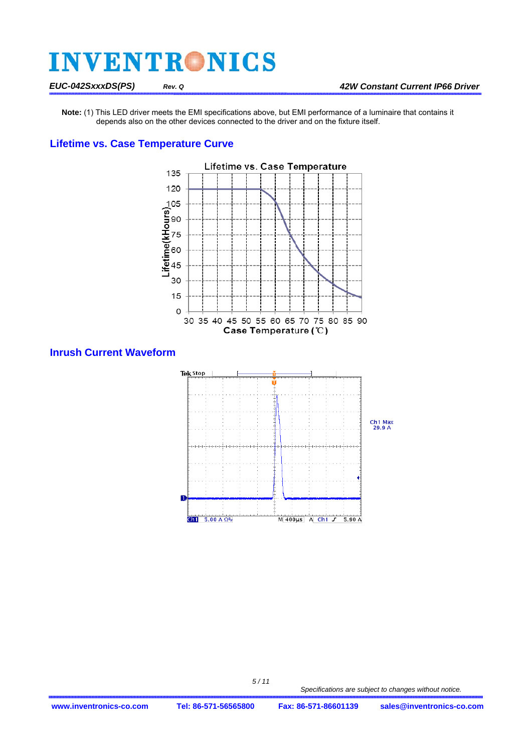**Note:** (1) This LED driver meets the EMI specifications above, but EMI performance of a luminaire that contains it depends also on the other devices connected to the driver and on the fixture itself.

## Lifetime vs. Case Temperature Curve

## Inrush Current Waveform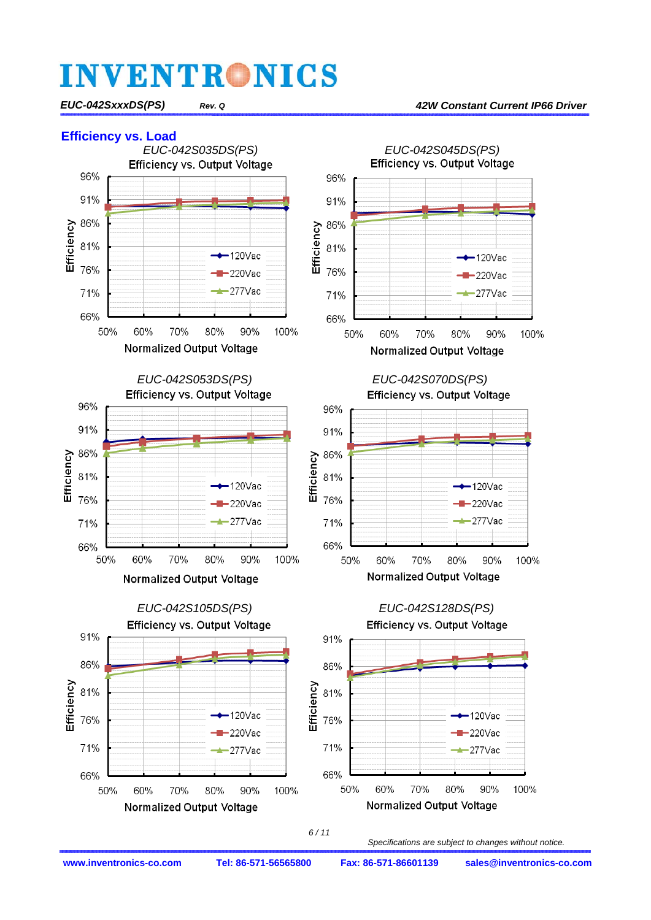## Efficiency vs. Load

*EUC-042S035DS(PS)*

Efficiency vs. Output Voltage

Efficiency: 96%, 91%, 86%, 81%, 76%, 71%, 66%

Normalized Output Voltage: 50%, 60%, 70%, 80%, 90%, 100%

120Vac, 220Vac, 277Vac

*EUC-042S045DS(PS)*

Efficiency vs. Output Voltage

Efficiency: 96%, 91%, 86%, 81%, 76%, 71%, 66%

Normalized Output Voltage: 50%, 60%, 70%, 80%, 90%, 100%

120Vac, 220Vac, 277Vac

*EUC-042S053DS(PS)*

Efficiency vs. Output Voltage

Efficiency: 96%, 91%, 86%, 81%, 76%, 71%, 66%

Normalized Output Voltage: 50%, 60%, 70%, 80%, 90%, 100%

120Vac, 220Vac, 277Vac

*EUC-042S070DS(PS)*

Efficiency vs. Output Voltage

Efficiency: 96%, 91%, 86%, 81%, 76%, 71%, 66%

Normalized Output Voltage: 50%, 60%, 70%, 80%, 90%, 100%

120Vac, 220Vac, 277Vac

*EUC-042S105DS(PS)*

Efficiency vs. Output Voltage

Efficiency: 91%, 86%, 81%, 76%, 71%, 66%

Normalized Output Voltage: 50%, 60%, 70%, 80%, 90%, 100%

120Vac, 220Vac, 277Vac

*EUC-042S128DS(PS)*

Efficiency vs. Output Voltage

Efficiency: 91%, 86%, 81%, 76%, 71%, 66%

Normalized Output Voltage: 50%, 60%, 70%, 80%, 90%, 100%

120Vac, 220Vac, 277Vac

*Specifications are subject to changes without notice.*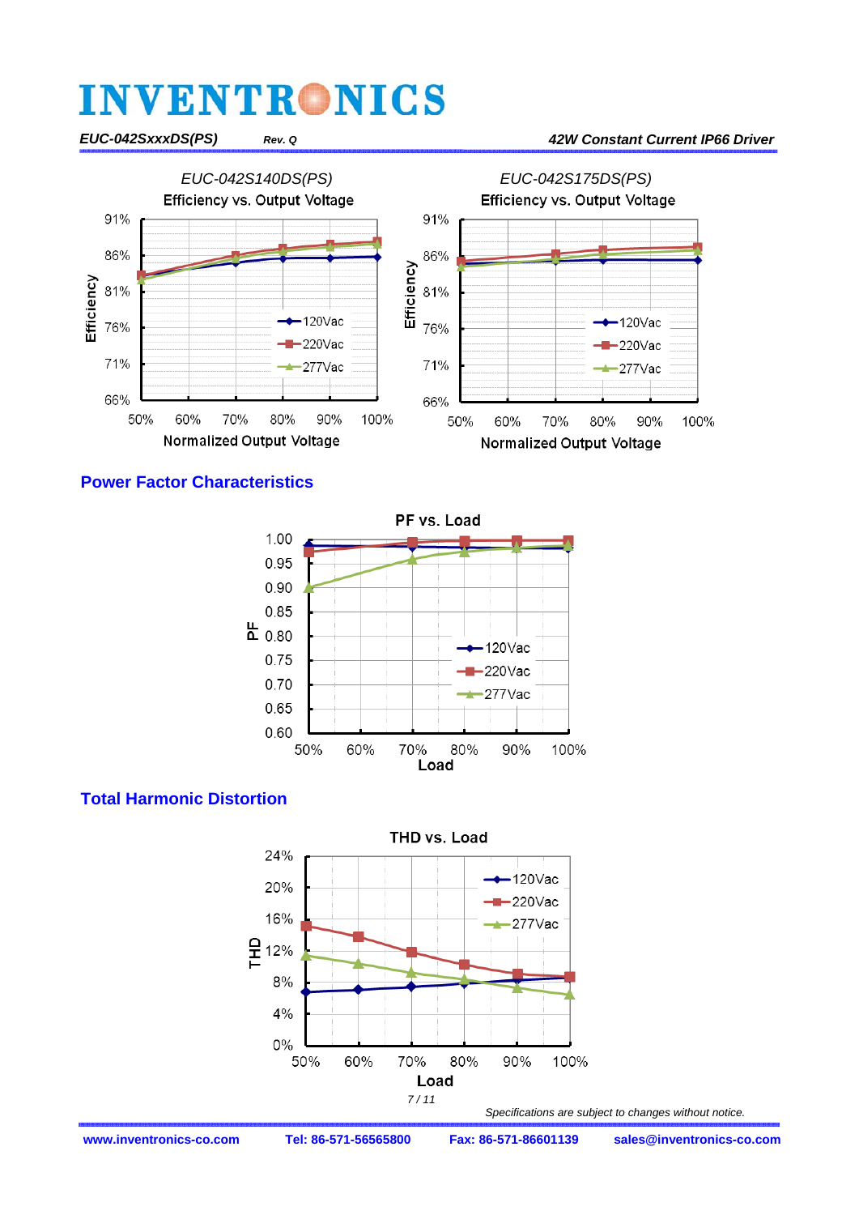EUC-042S140DS(PS)

Efficiency vs. Output Voltage

EUC-042S175DS(PS)

Efficiency vs. Output Voltage

## Power Factor Characteristics

PF vs. Load

## Total Harmonic Distortion

THD vs. Load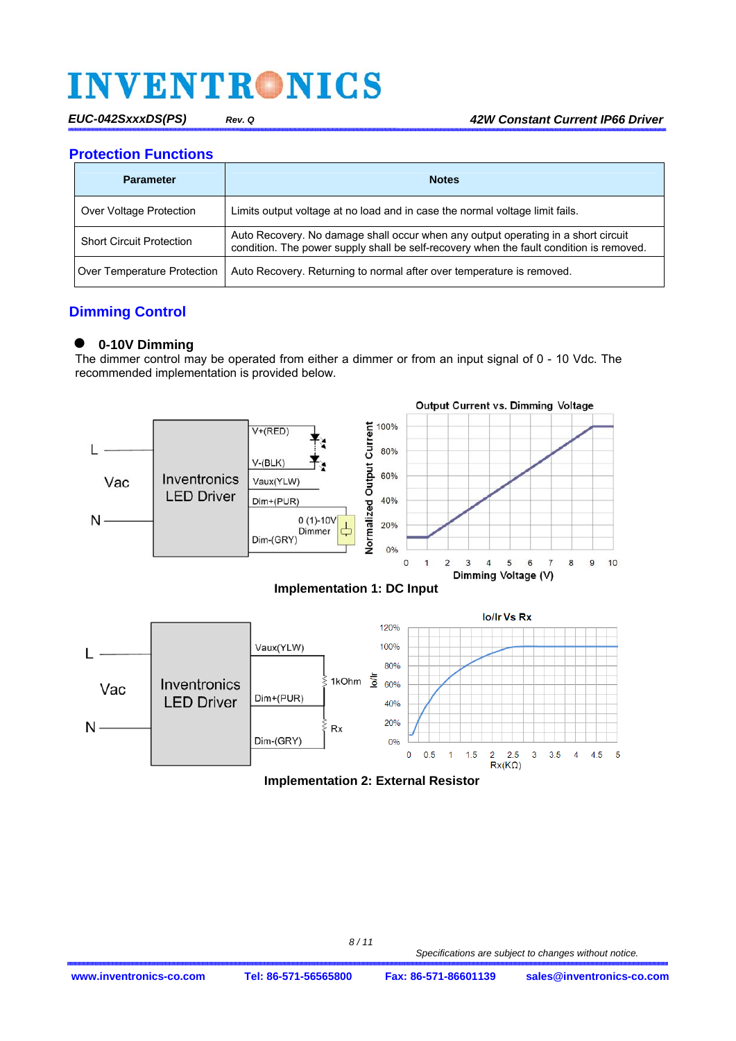## Protection Functions

| Parameter | Notes |
|---|---|
| Over Voltage Protection | Limits output voltage at no load and in case the normal voltage limit fails. |
| Short Circuit Protection | Auto Recovery. No damage shall occur when any output operating in a short circuit condition. The power supply shall be self-recovery when the fault condition is removed. |
| Over Temperature Protection | Auto Recovery. Returning to normal after over temperature is removed. |

## Dimming Control

- **0-10V Dimming**

The dimmer control may be operated from either a dimmer or from an input signal of 0 - 10 Vdc. The recommended implementation is provided below.

**Implementation 1: DC Input**

**Implementation 2: External Resistor**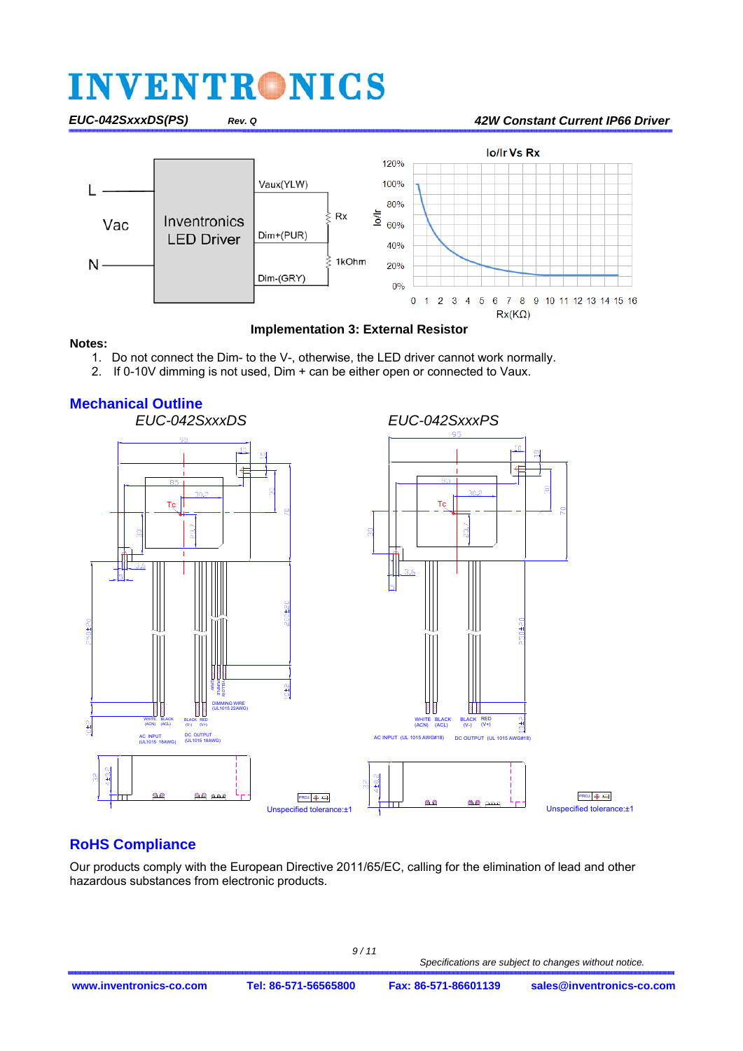Implementation 3: External Resistor

**Notes:**

1. Do not connect the Dim- to the V-, otherwise, the LED driver cannot work normally.
2. If 0-10V dimming is not used, Dim + can be either open or connected to Vaux.

## Mechanical Outline

*EUC-042SxxxDS*

*EUC-042SxxxPS*

Unspecified tolerance:±1

Unspecified tolerance:±1

## RoHS Compliance

Our products comply with the European Directive 2011/65/EC, calling for the elimination of lead and other hazardous substances from electronic products.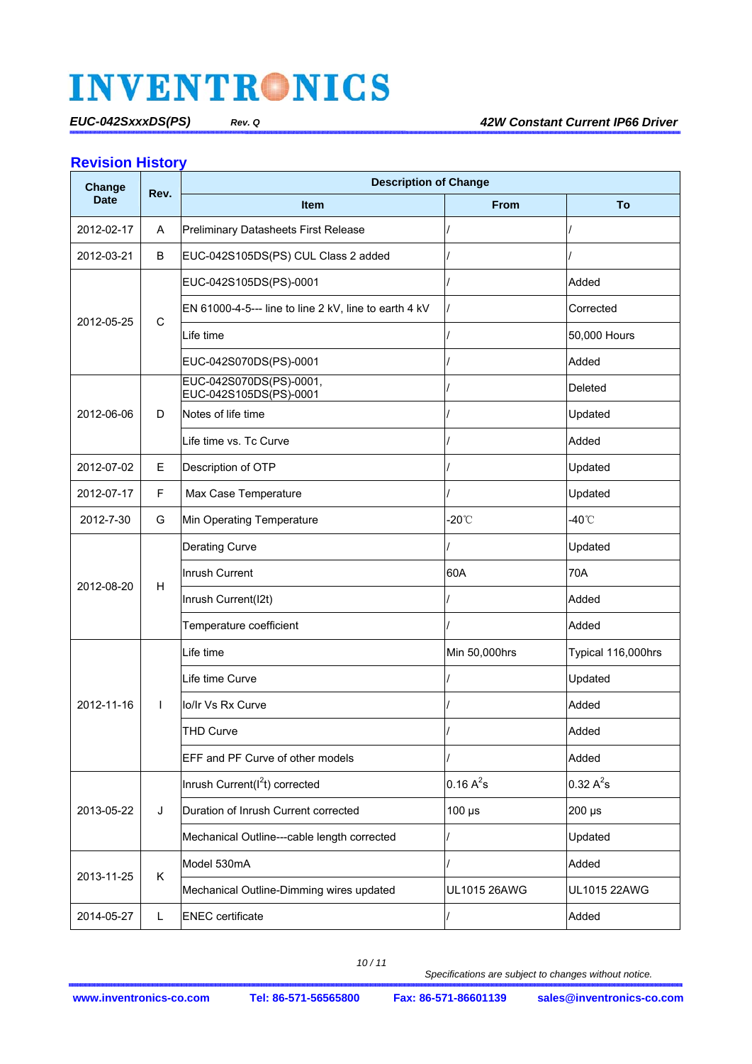## Revision History

| Change Date | Rev. | Description of Change | | |
|---|---|---|---|---|
| | | Item | From | To |
| 2012-02-17 | A | Preliminary Datasheets First Release | / | / |
| 2012-03-21 | B | EUC-042S105DS(PS) CUL Class 2 added | / | / |
| 2012-05-25 | C | EUC-042S105DS(PS)-0001 | / | Added |
| | | EN 61000-4-5--- line to line 2 kV, line to earth 4 kV | / | Corrected |
| | | Life time | / | 50,000 Hours |
| | | EUC-042S070DS(PS)-0001 | / | Added |
| 2012-06-06 | D | EUC-042S070DS(PS)-0001, EUC-042S105DS(PS)-0001 | / | Deleted |
| | | Notes of life time | / | Updated |
| | | Life time vs. Tc Curve | / | Added |
| 2012-07-02 | E | Description of OTP | / | Updated |
| 2012-07-17 | F | Max Case Temperature | / | Updated |
| 2012-7-30 | G | Min Operating Temperature | -20℃ | -40℃ |
| 2012-08-20 | H | Derating Curve | / | Updated |
| | | Inrush Current | 60A | 70A |
| | | Inrush Current(I2t) | / | Added |
| | | Temperature coefficient | / | Added |
| 2012-11-16 | I | Life time | Min 50,000hrs | Typical 116,000hrs |
| | | Life time Curve | / | Updated |
| | | Io/Ir Vs Rx Curve | / | Added |
| | | THD Curve | / | Added |
| | | EFF and PF Curve of other models | / | Added |
| 2013-05-22 | J | Inrush Current($I^2t$) corrected | 0.16 $A^2s$ | 0.32 $A^2s$ |
| | | Duration of Inrush Current corrected | 100 μs | 200 μs |
| | | Mechanical Outline---cable length corrected | / | Updated |
| 2013-11-25 | K | Model 530mA | / | Added |
| | | Mechanical Outline-Dimming wires updated | UL1015 26AWG | UL1015 22AWG |
| 2014-05-27 | L | ENEC certificate | / | Added |

*Specifications are subject to changes without notice.*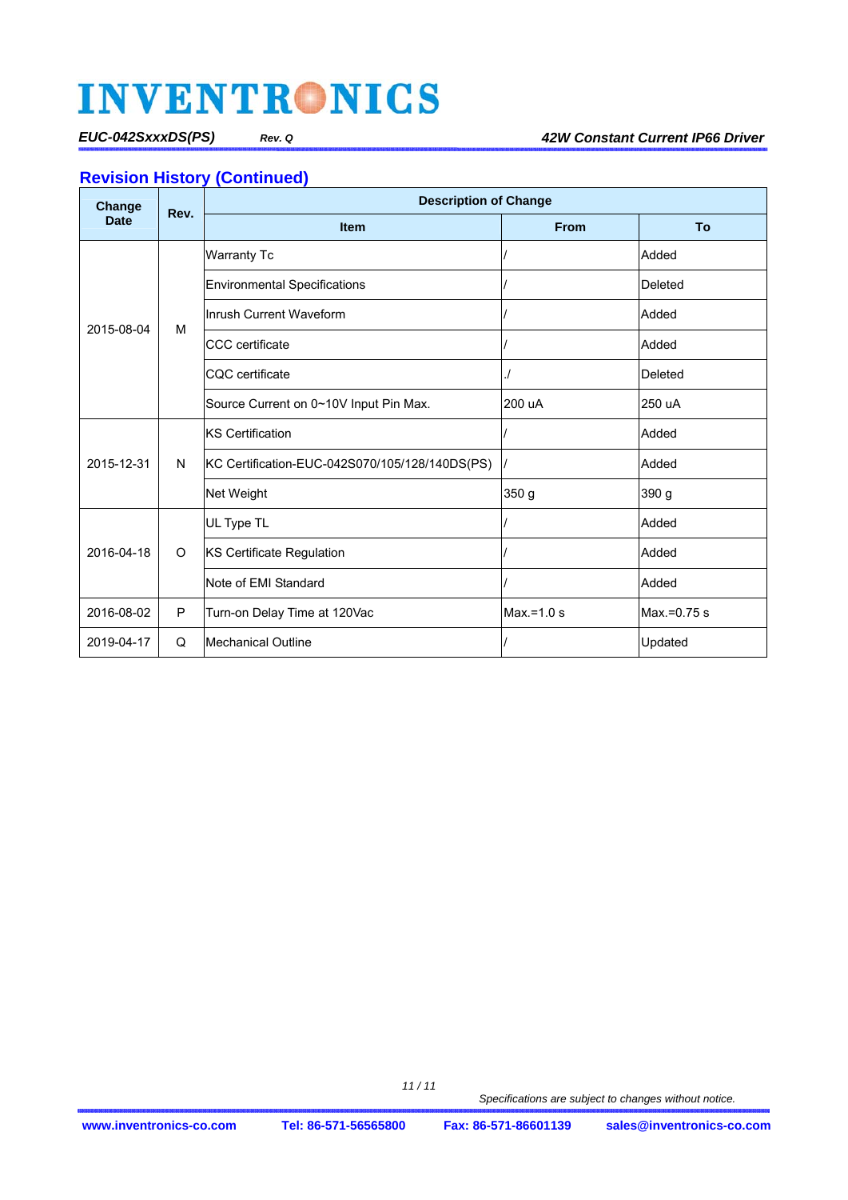## Revision History (Continued)

| Change Date | Rev. | Description of Change | | |
|---|---|---|---|---|
| | | Item | From | To |
| 2015-08-04 | M | Warranty Tc | / | Added |
| | | Environmental Specifications | / | Deleted |
| | | Inrush Current Waveform | / | Added |
| | | CCC certificate | / | Added |
| | | CQC certificate | ./ | Deleted |
| | | Source Current on 0~10V Input Pin Max. | 200 uA | 250 uA |
| 2015-12-31 | N | KS Certification | / | Added |
| | | KC Certification-EUC-042S070/105/128/140DS(PS) | / | Added |
| | | Net Weight | 350 g | 390 g |
| 2016-04-18 | O | UL Type TL | / | Added |
| | | KS Certificate Regulation | / | Added |
| | | Note of EMI Standard | / | Added |
| 2016-08-02 | P | Turn-on Delay Time at 120Vac | Max.=1.0 s | Max.=0.75 s |
| 2019-04-17 | Q | Mechanical Outline | / | Updated |